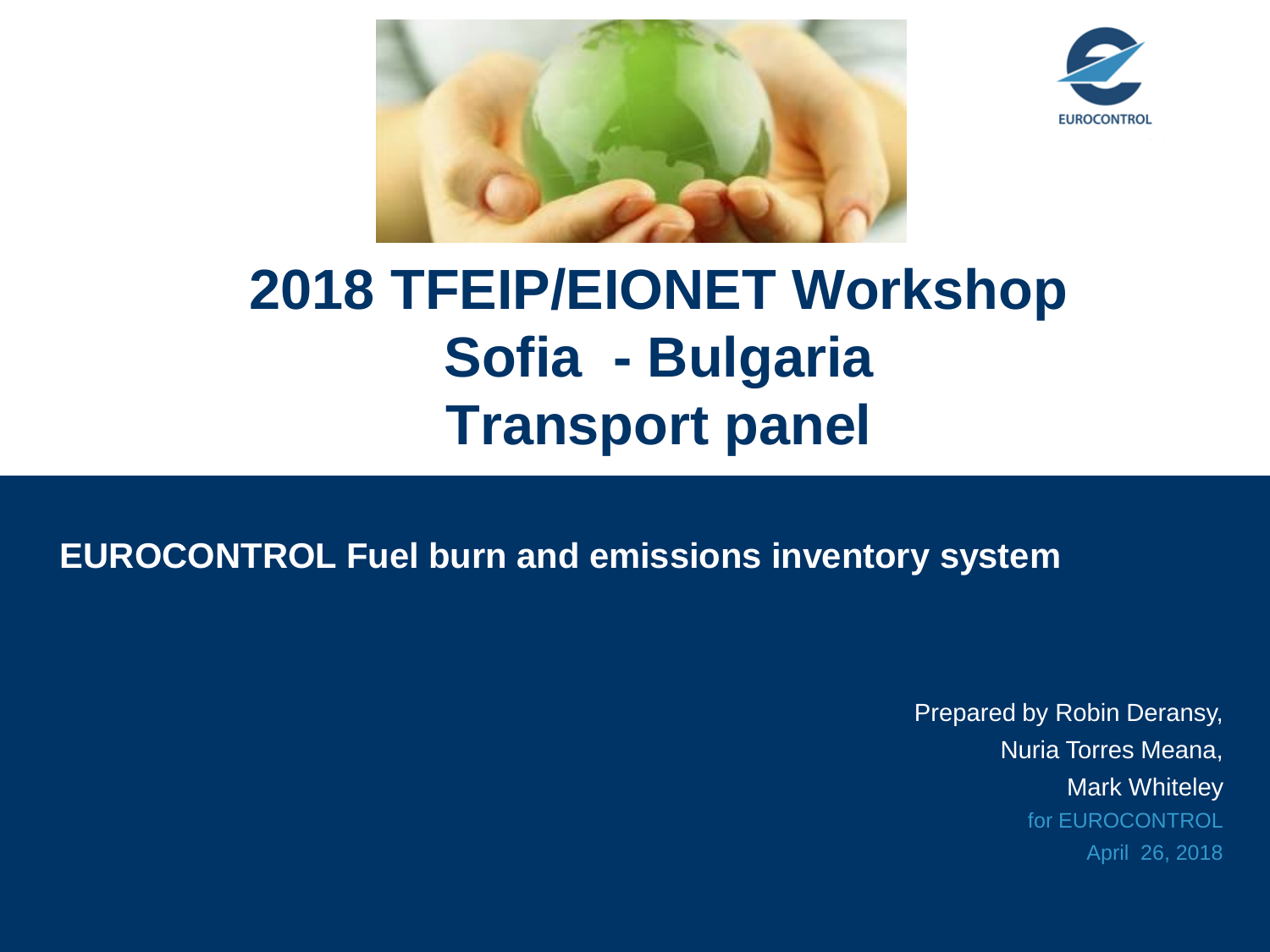# 2018 TFEIP/EIONET Workshop
# Sofia - Bulgaria
# Transport panel

**EUROCONTROL Fuel burn and emissions inventory system**

Prepared by Robin Deransy,
Nuria Torres Meana,
Mark Whiteley
for EUROCONTROL
April 26, 2018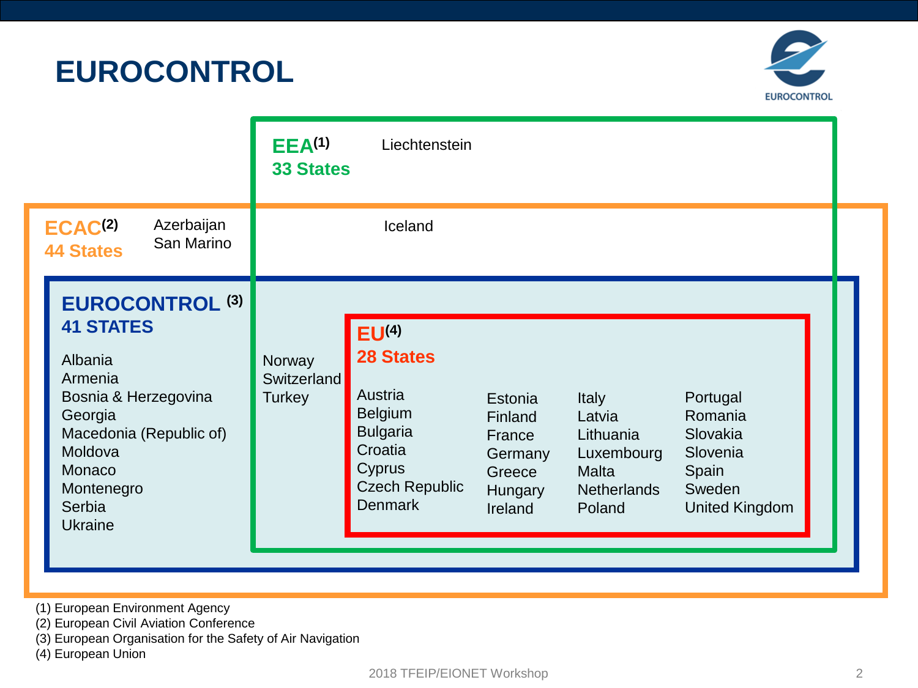# EUROCONTROL

EUROCONTROL

**EEA[1]**
**33 States**

Liechtenstein

**ECAC[2]**
**44 States**

Azerbaijan
San Marino

Iceland

**EUROCONTROL [3]**
**41 STATES**

Albania
Armenia
Bosnia & Herzegovina
Georgia
Macedonia (Republic of)
Moldova
Monaco
Montenegro
Serbia
Ukraine

Norway
Switzerland
Turkey

**EU[4]**
**28 States**

Austria
Belgium
Bulgaria
Croatia
Cyprus
Czech Republic
Denmark
Estonia
Finland
France
Germany
Greece
Hungary
Ireland
Italy
Latvia
Lithuania
Luxembourg
Malta
Netherlands
Poland
Portugal
Romania
Slovakia
Slovenia
Spain
Sweden
United Kingdom

(1) European Environment Agency
(2) European Civil Aviation Conference
(3) European Organisation for the Safety of Air Navigation
(4) European Union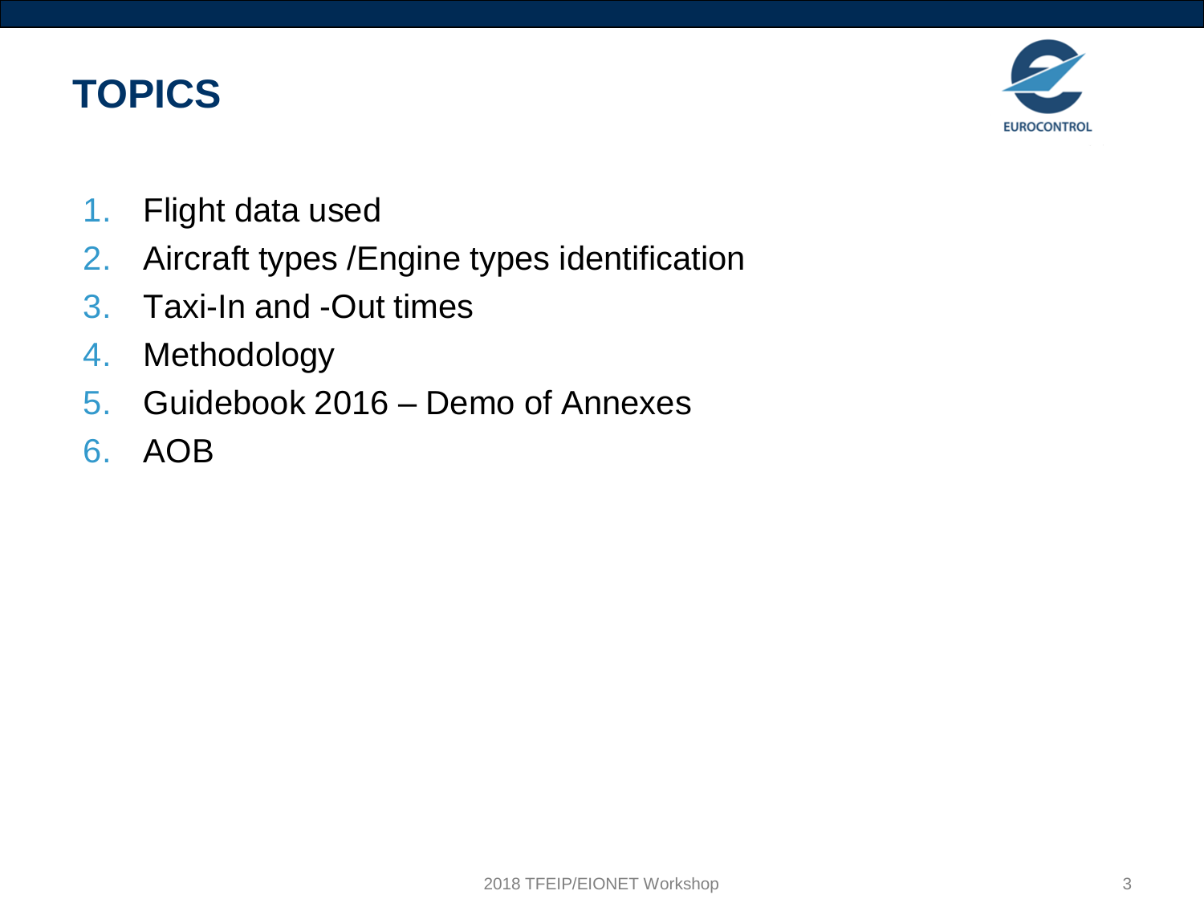# TOPICS

1. Flight data used
2. Aircraft types /Engine types identification
3. Taxi-In and -Out times
4. Methodology
5. Guidebook 2016 – Demo of Annexes
6. AOB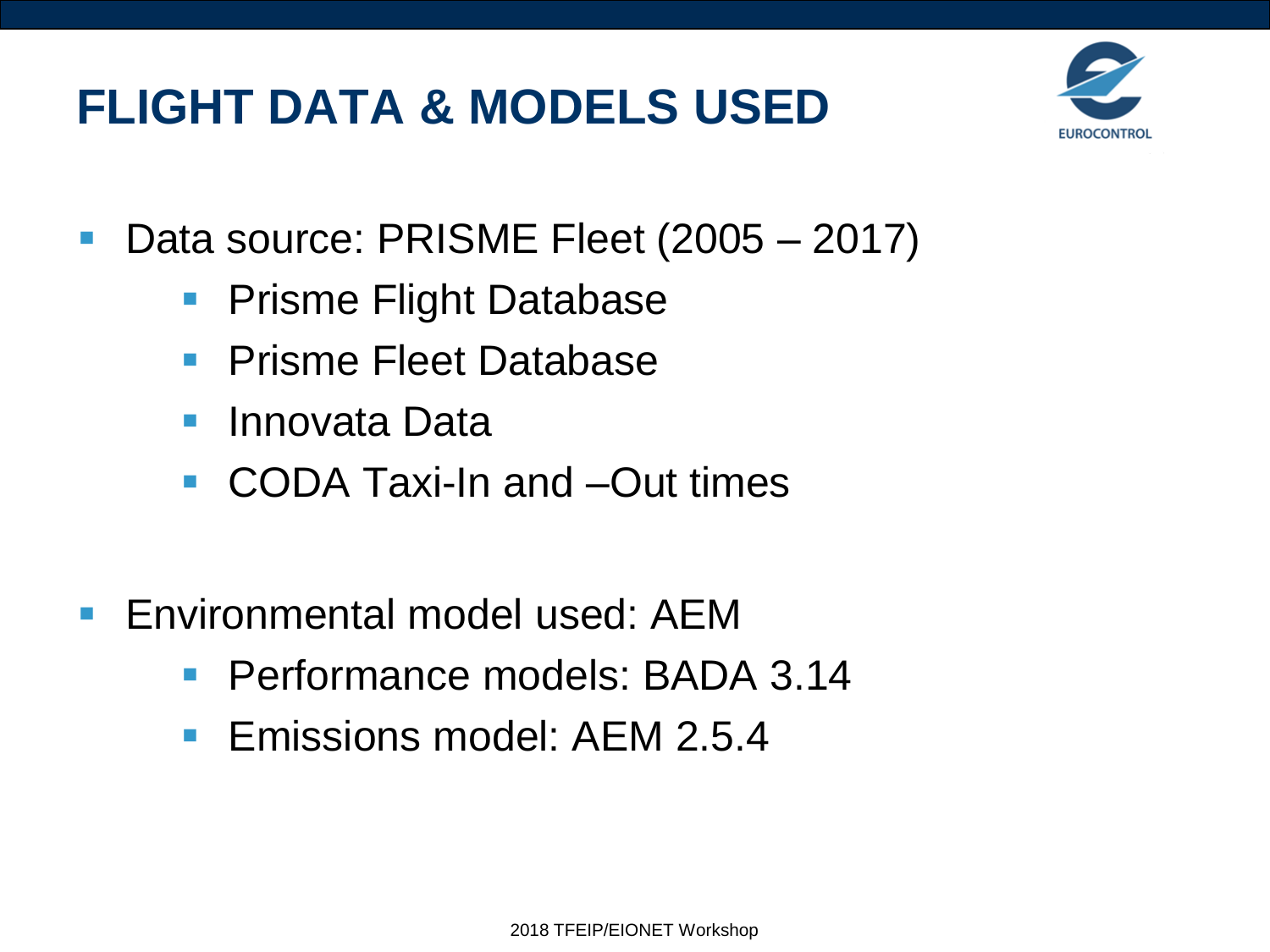# FLIGHT DATA & MODELS USED

- Data source: PRISME Fleet (2005 – 2017)
  - Prisme Flight Database
  - Prisme Fleet Database
  - Innovata Data
  - CODA Taxi-In and –Out times

- Environmental model used: AEM
  - Performance models: BADA 3.14
  - Emissions model: AEM 2.5.4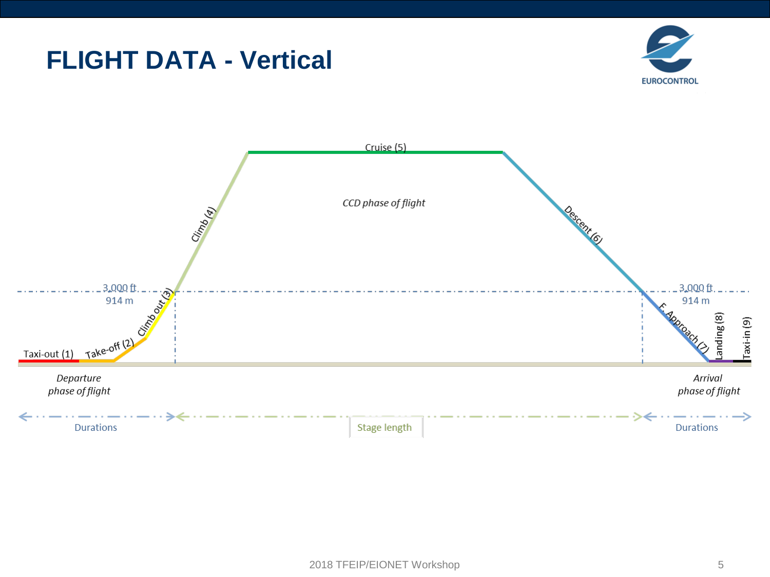# FLIGHT DATA - Vertical

Cruise (5)

*CCD phase of flight*

Climb (4)

Descent (6)

3,000 ft
914 m

3,000 ft
914 m

Climb out (3)

Take-off (2)

Taxi-out (1)

E. Approach (7)

Landing (8)

Taxi-in (9)

*Departure phase of flight*

*Arrival phase of flight*

Durations

Stage length

Durations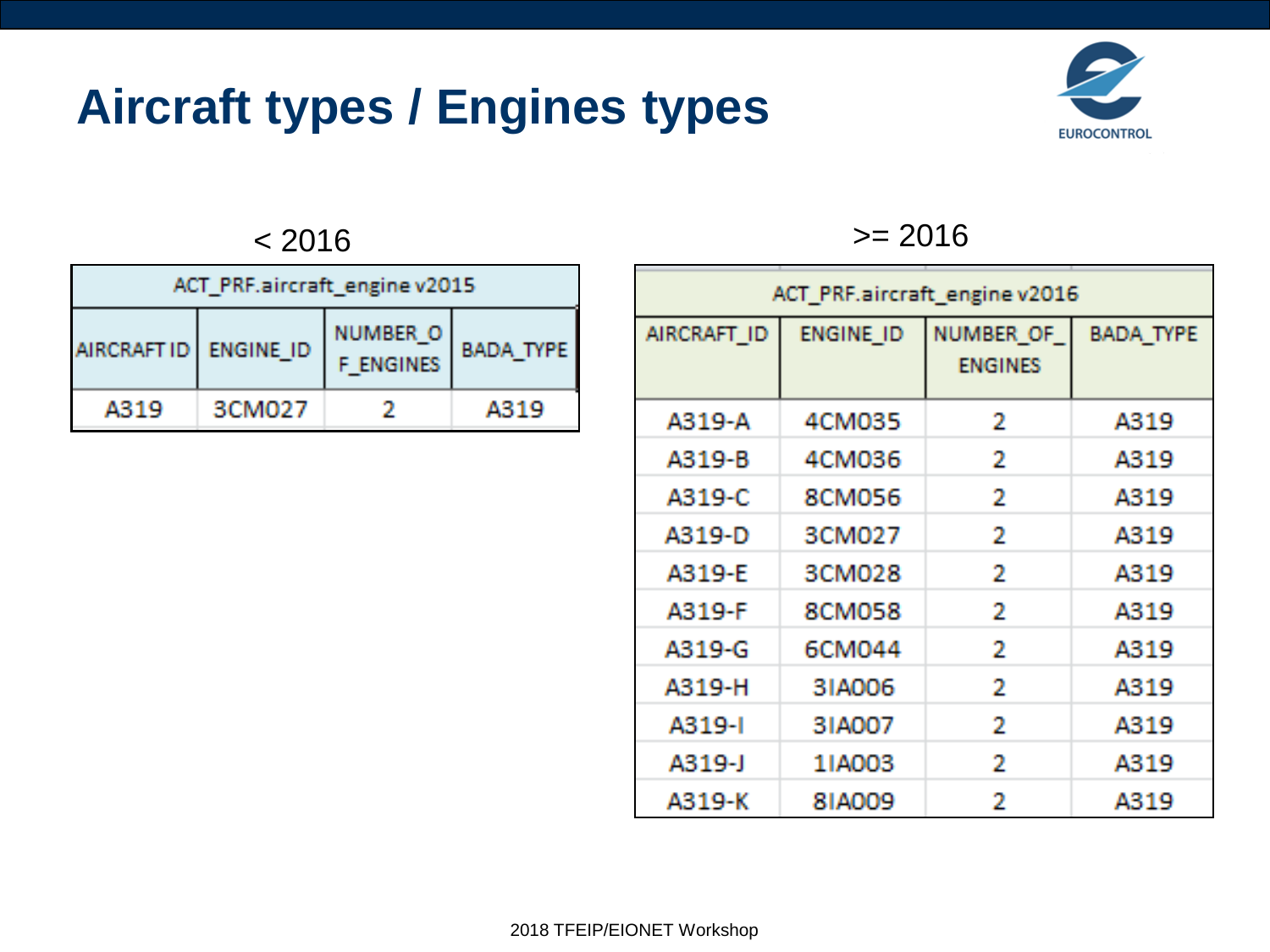# Aircraft types / Engines types

< 2016

| ACT_PRF.aircraft_engine v2015 | | | |
|---|---|---|---|
| AIRCRAFT ID | ENGINE_ID | NUMBER_OF_ENGINES | BADA_TYPE |
| A319 | 3CM027 | 2 | A319 |

>= 2016

| ACT_PRF.aircraft_engine v2016 | | | |
|---|---|---|---|
| AIRCRAFT_ID | ENGINE_ID | NUMBER_OF_ENGINES | BADA_TYPE |
| A319-A | 4CM035 | 2 | A319 |
| A319-B | 4CM036 | 2 | A319 |
| A319-C | 8CM056 | 2 | A319 |
| A319-D | 3CM027 | 2 | A319 |
| A319-E | 3CM028 | 2 | A319 |
| A319-F | 8CM058 | 2 | A319 |
| A319-G | 6CM044 | 2 | A319 |
| A319-H | 3IA006 | 2 | A319 |
| A319-I | 3IA007 | 2 | A319 |
| A319-J | 1IA003 | 2 | A319 |
| A319-K | 8IA009 | 2 | A319 |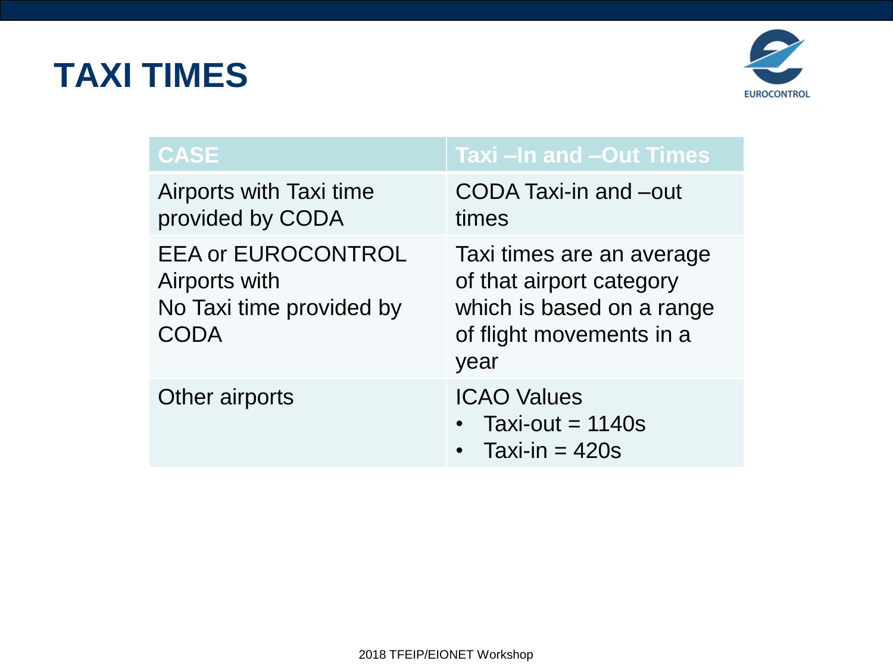# TAXI TIMES

| CASE | Taxi –In and –Out Times |
|---|---|
| Airports with Taxi time provided by CODA | CODA Taxi-in and –out times |
| EEA or EUROCONTROL Airports with No Taxi time provided by CODA | Taxi times are an average of that airport category which is based on a range of flight movements in a year |
| Other airports | ICAO Values<br>• Taxi-out = 1140s<br>• Taxi-in = 420s |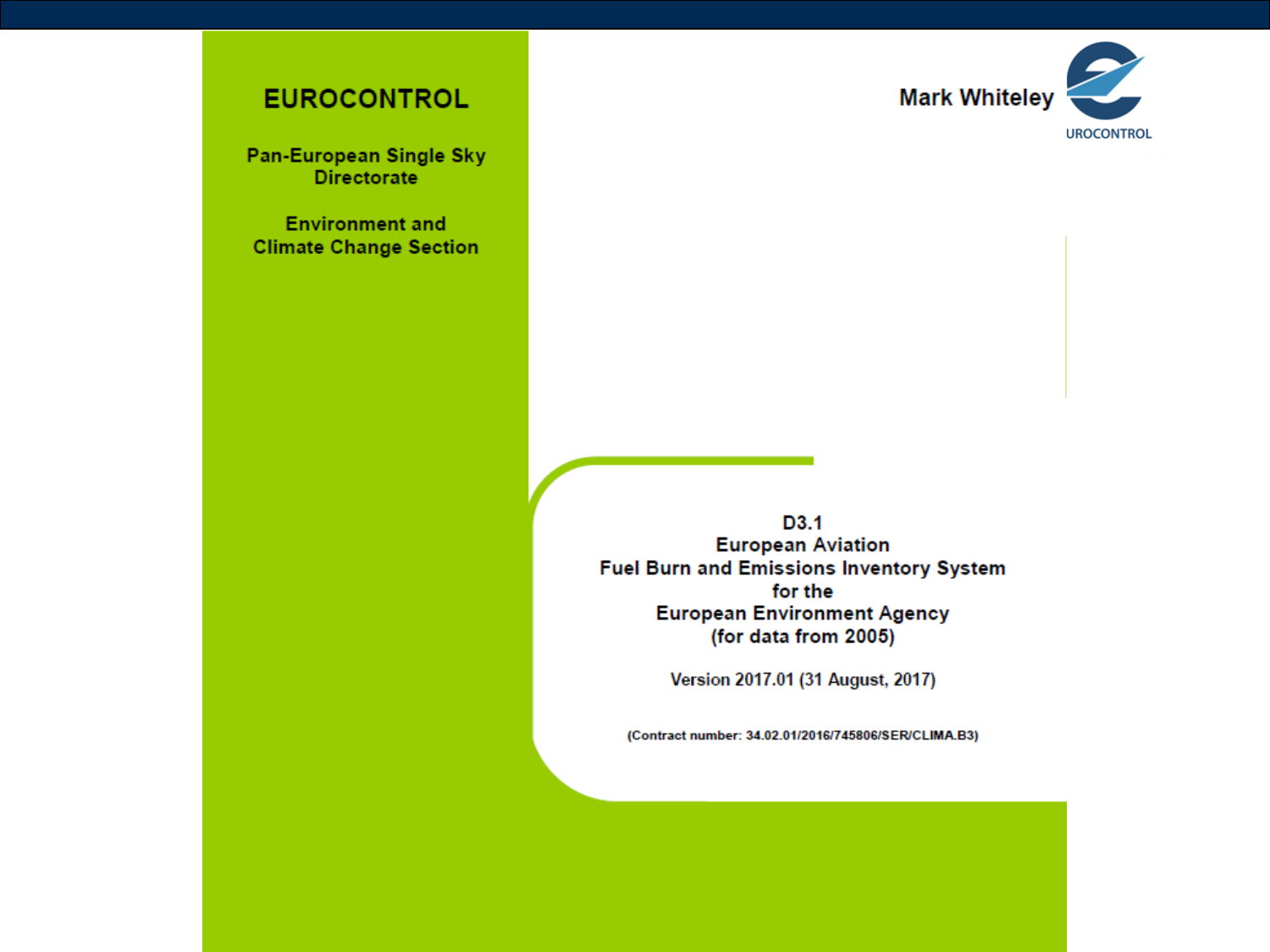Mark Whiteley

UROCONTROL

# EUROCONTROL

Pan-European Single Sky Directorate

Environment and Climate Change Section

## D3.1
## European Aviation
## Fuel Burn and Emissions Inventory System
## for the
## European Environment Agency
## (for data from 2005)

Version 2017.01 (31 August, 2017)

(Contract number: 34.02.01/2016/745806/SER/CLIMA.B3)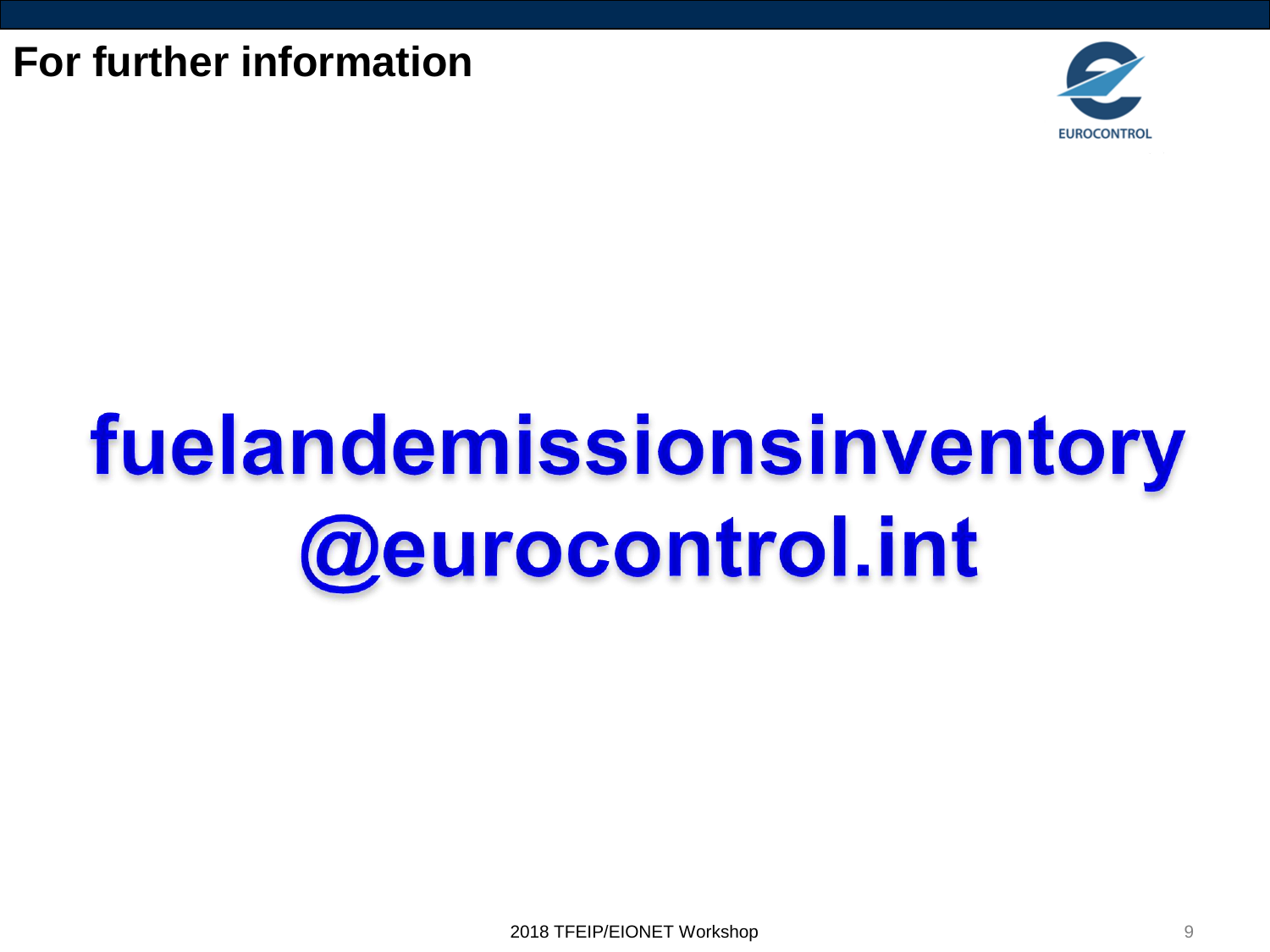# For further information

**fuelandemissionsinventory@eurocontrol.int**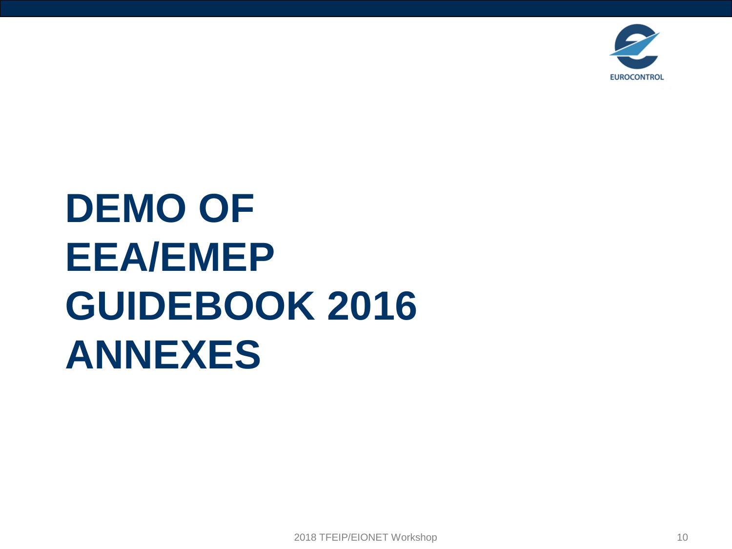# DEMO OF EEA/EMEP GUIDEBOOK 2016 ANNEXES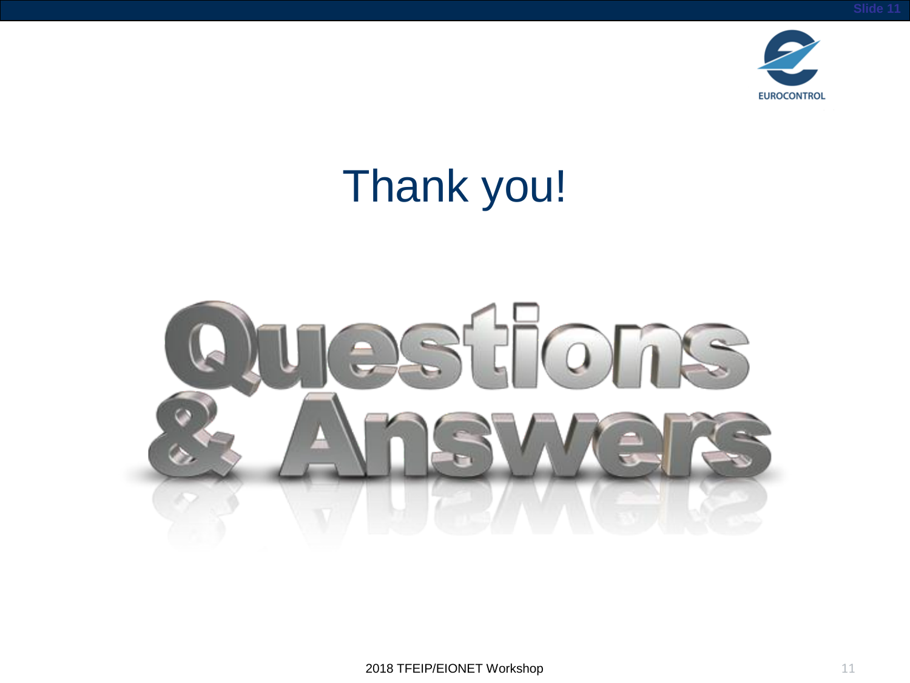# Thank you!

Questions & Answers